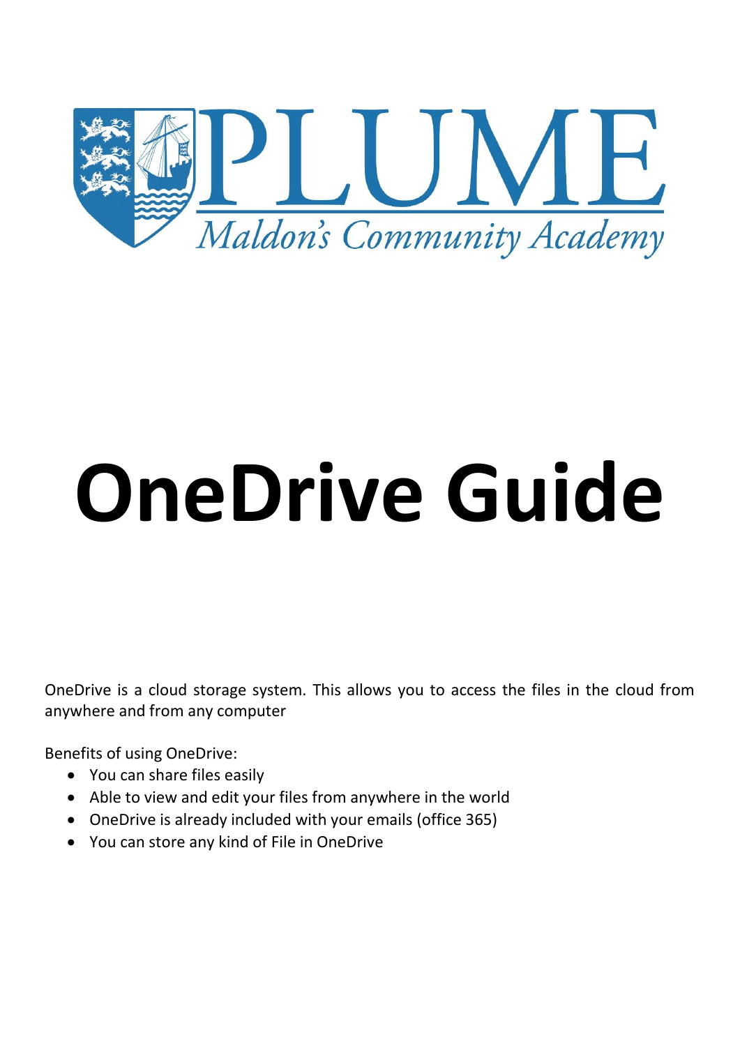PLUME

*Maldon's Community Academy*

# OneDrive Guide

OneDrive is a cloud storage system. This allows you to access the files in the cloud from anywhere and from any computer

Benefits of using OneDrive:

- You can share files easily
- Able to view and edit your files from anywhere in the world
- OneDrive is already included with your emails (office 365)
- You can store any kind of File in OneDrive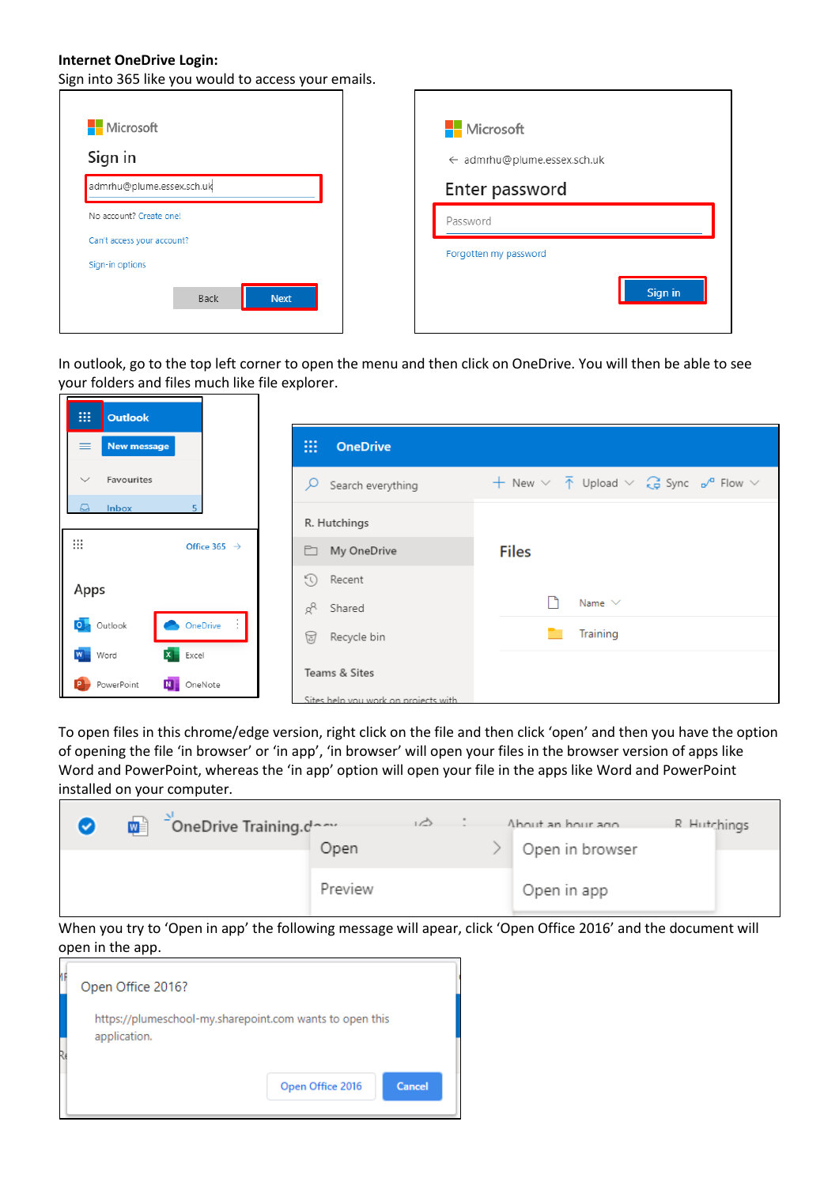**Internet OneDrive Login:**

Sign into 365 like you would to access your emails.

In outlook, go to the top left corner to open the menu and then click on OneDrive. You will then be able to see your folders and files much like file explorer.

To open files in this chrome/edge version, right click on the file and then click 'open' and then you have the option of opening the file 'in browser' or 'in app', 'in browser' will open your files in the browser version of apps like Word and PowerPoint, whereas the 'in app' option will open your file in the apps like Word and PowerPoint installed on your computer.

When you try to 'Open in app' the following message will apear, click 'Open Office 2016' and the document will open in the app.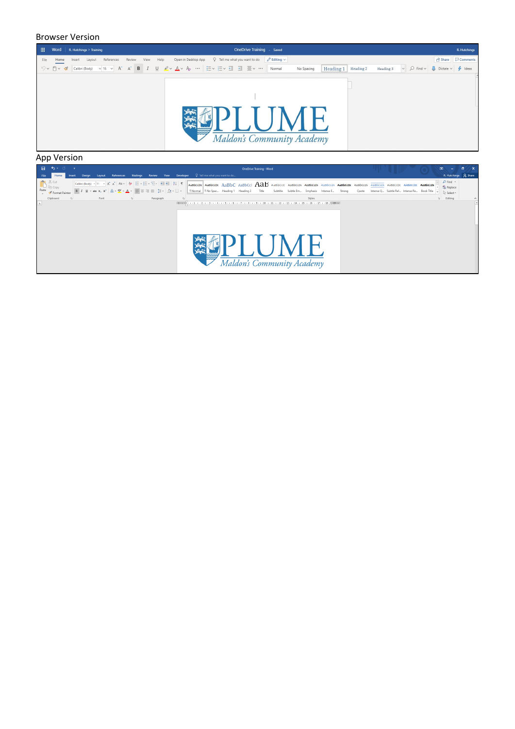Browser Version

App Version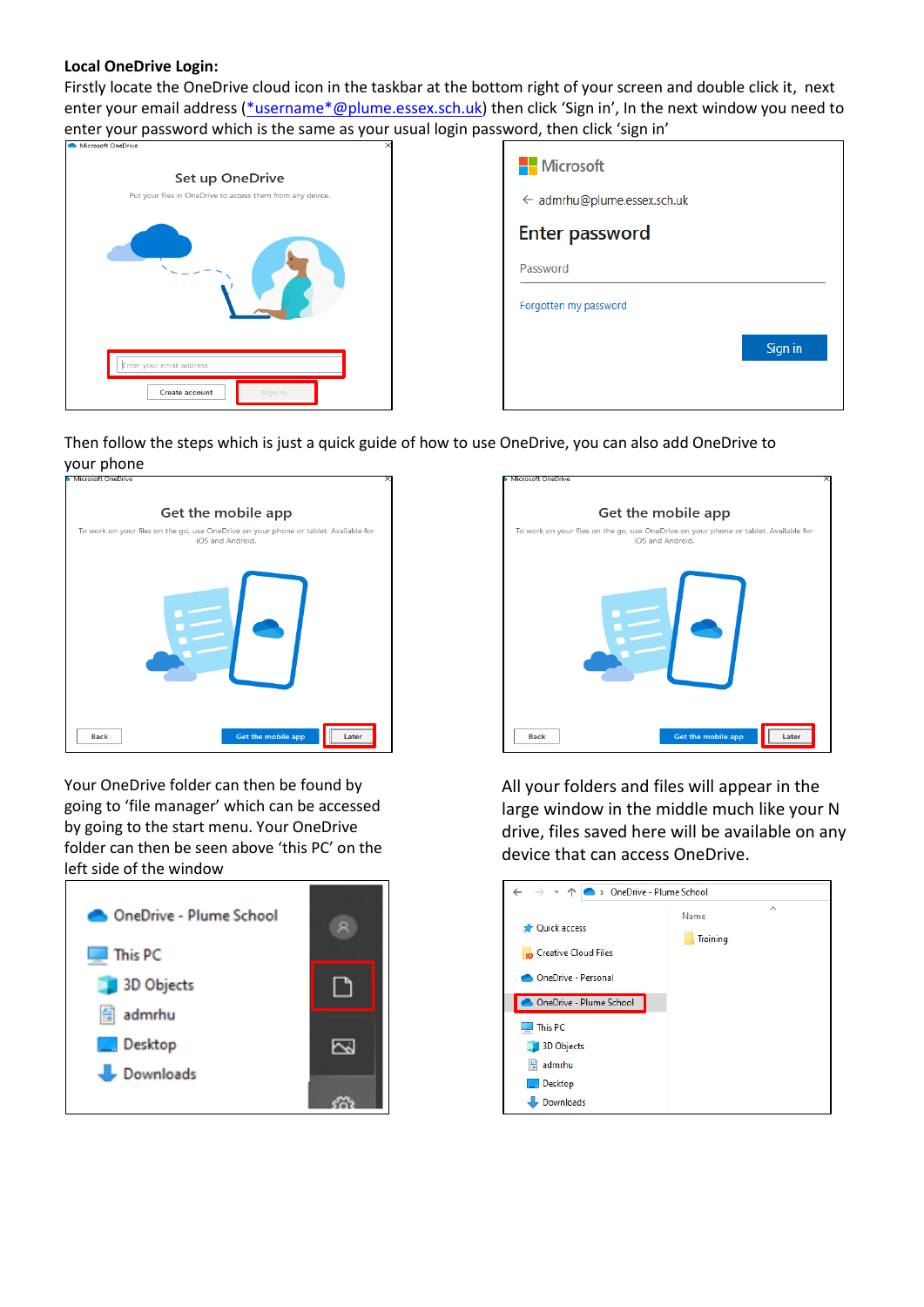**Local OneDrive Login:**

Firstly locate the OneDrive cloud icon in the taskbar at the bottom right of your screen and double click it, next enter your email address (*username*@plume.essex.sch.uk) then click 'Sign in', In the next window you need to enter your password which is the same as your usual login password, then click 'sign in'

Then follow the steps which is just a quick guide of how to use OneDrive, you can also add OneDrive to your phone

Your OneDrive folder can then be found by going to 'file manager' which can be accessed by going to the start menu. Your OneDrive folder can then be seen above 'this PC' on the left side of the window

All your folders and files will appear in the large window in the middle much like your N drive, files saved here will be available on any device that can access OneDrive.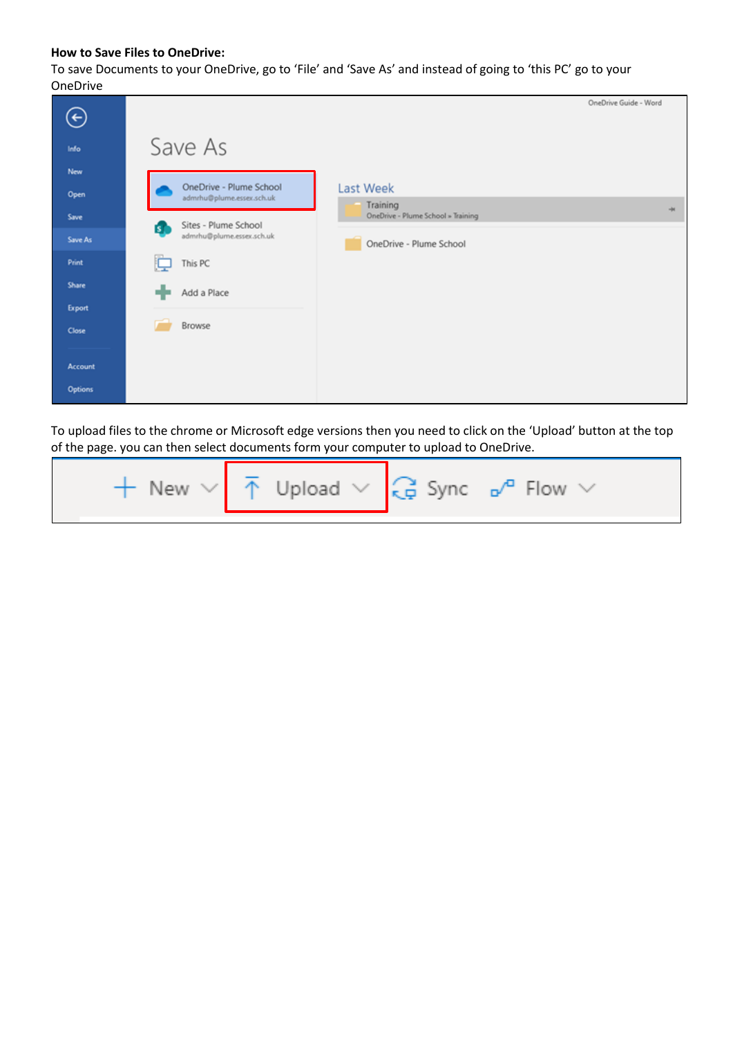**How to Save Files to OneDrive:**

To save Documents to your OneDrive, go to 'File' and 'Save As' and instead of going to 'this PC' go to your OneDrive

To upload files to the chrome or Microsoft edge versions then you need to click on the 'Upload' button at the top of the page. you can then select documents form your computer to upload to OneDrive.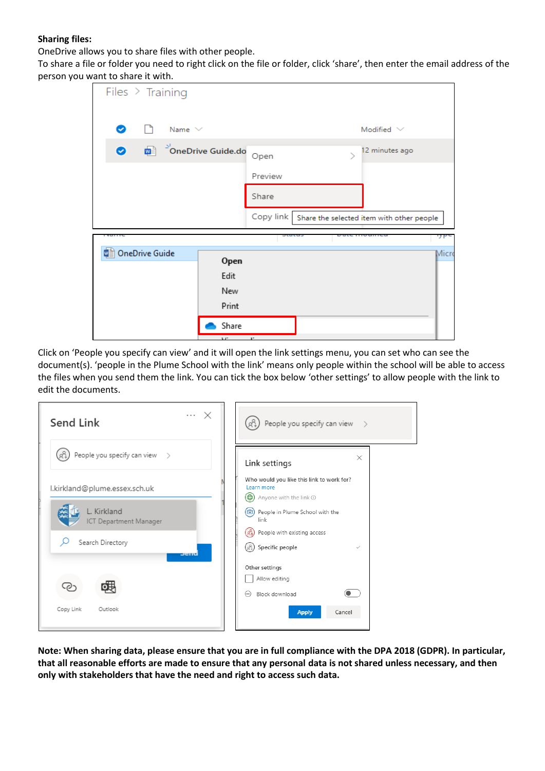**Sharing files:**

OneDrive allows you to share files with other people.

To share a file or folder you need to right click on the file or folder, click 'share', then enter the email address of the person you want to share it with.

Click on 'People you specify can view' and it will open the link settings menu, you can set who can see the document(s). 'people in the Plume School with the link' means only people within the school will be able to access the files when you send them the link. You can tick the box below 'other settings' to allow people with the link to edit the documents.

**Note: When sharing data, please ensure that you are in full compliance with the DPA 2018 (GDPR). In particular, that all reasonable efforts are made to ensure that any personal data is not shared unless necessary, and then only with stakeholders that have the need and right to access such data.**